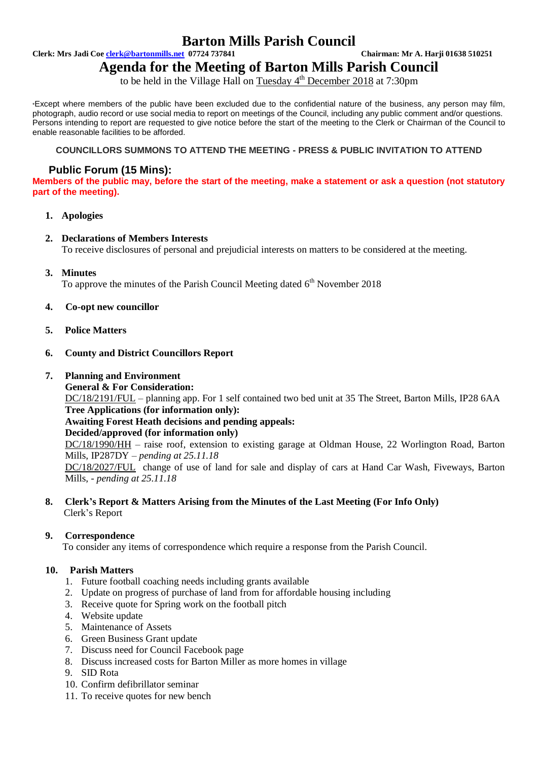# Barton Mills Parish Council

**Clerk: Mrs Jadi Coe clerk@bartonmills.net 07724 737841** **Chairman: Mr A. Harji 01638 510251**

# Agenda for the Meeting of Barton Mills Parish Council

to be held in the Village Hall on Tuesday 4th December 2018 at 7:30pm

*Except where members of the public have been excluded due to the confidential nature of the business, any person may film, photograph, audio record or use social media to report on meetings of the Council, including any public comment and/or questions. Persons intending to report are requested to give notice before the start of the meeting to the Clerk or Chairman of the Council to enable reasonable facilities to be afforded.

**COUNCILLORS SUMMONS TO ATTEND THE MEETING - PRESS & PUBLIC INVITATION TO ATTEND**

## Public Forum (15 Mins):

**Members of the public may, before the start of the meeting, make a statement or ask a question (not statutory part of the meeting).**

1. **Apologies**

2. **Declarations of Members Interests**
   To receive disclosures of personal and prejudicial interests on matters to be considered at the meeting.

3. **Minutes**
   To approve the minutes of the Parish Council Meeting dated 6th November 2018

4. **Co-opt new councillor**

5. **Police Matters**

6. **County and District Councillors Report**

7. **Planning and Environment**
   **General & For Consideration:**
   DC/18/2191/FUL – planning app. For 1 self contained two bed unit at 35 The Street, Barton Mills, IP28 6AA
   **Tree Applications (for information only):**
   **Awaiting Forest Heath decisions and pending appeals:**
   **Decided/approved (for information only)**
   DC/18/1990/HH – raise roof, extension to existing garage at Oldman House, 22 Worlington Road, Barton Mills, IP287DY – *pending at 25.11.18*
   DC/18/2027/FUL change of use of land for sale and display of cars at Hand Car Wash, Fiveways, Barton Mills, - *pending at 25.11.18*

8. **Clerk's Report & Matters Arising from the Minutes of the Last Meeting (For Info Only)**
   Clerk's Report

9. **Correspondence**
   To consider any items of correspondence which require a response from the Parish Council.

10. **Parish Matters**
    1. Future football coaching needs including grants available
    2. Update on progress of purchase of land from for affordable housing including
    3. Receive quote for Spring work on the football pitch
    4. Website update
    5. Maintenance of Assets
    6. Green Business Grant update
    7. Discuss need for Council Facebook page
    8. Discuss increased costs for Barton Miller as more homes in village
    9. SID Rota
    10. Confirm defibrillator seminar
    11. To receive quotes for new bench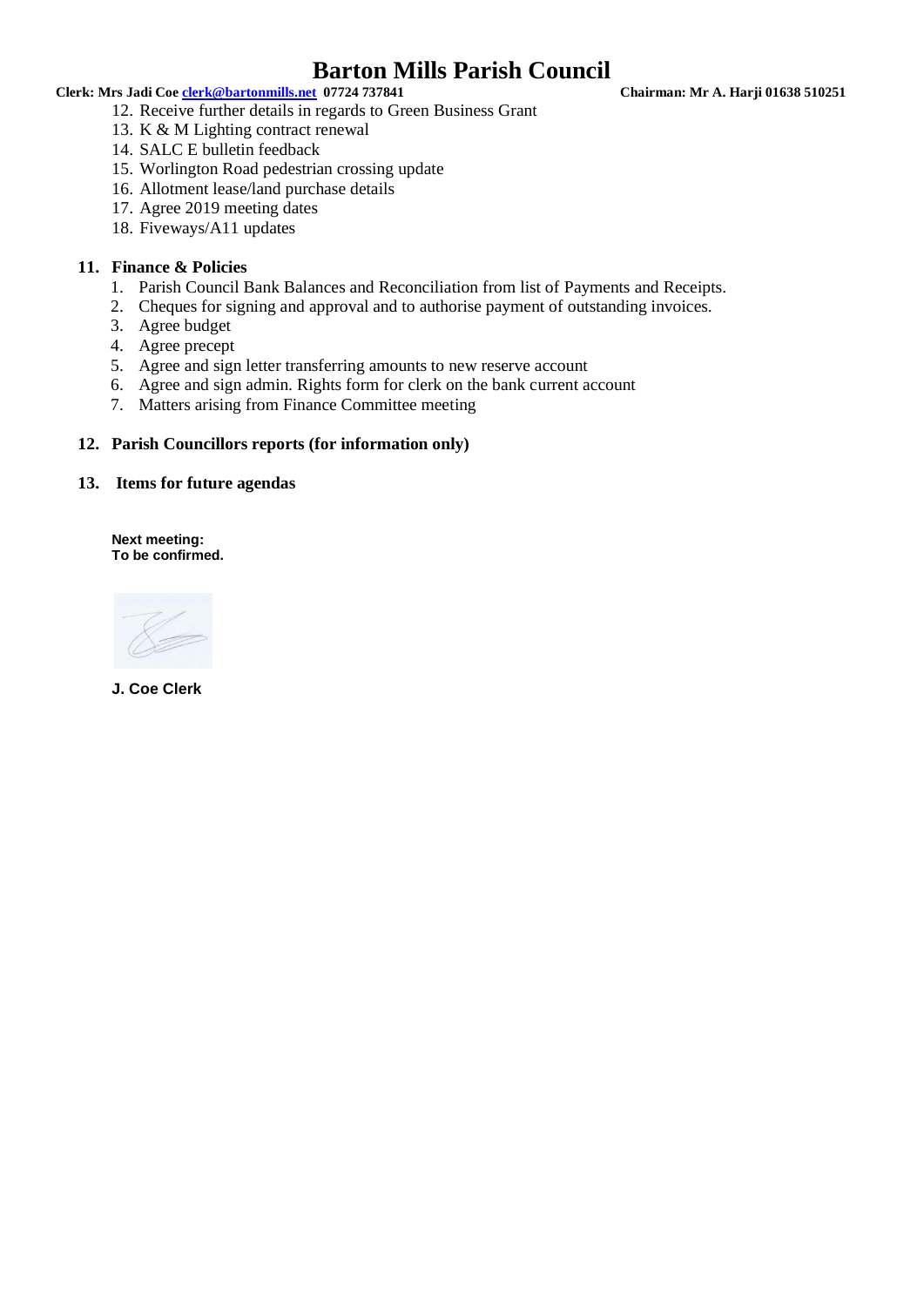12. Receive further details in regards to Green Business Grant
13. K & M Lighting contract renewal
14. SALC E bulletin feedback
15. Worlington Road pedestrian crossing update
16. Allotment lease/land purchase details
17. Agree 2019 meeting dates
18. Fiveways/A11 updates

**11. Finance & Policies**

1. Parish Council Bank Balances and Reconciliation from list of Payments and Receipts.
2. Cheques for signing and approval and to authorise payment of outstanding invoices.
3. Agree budget
4. Agree precept
5. Agree and sign letter transferring amounts to new reserve account
6. Agree and sign admin. Rights form for clerk on the bank current account
7. Matters arising from Finance Committee meeting

**12. Parish Councillors reports (for information only)**

**13. Items for future agendas**

**Next meeting:**
**To be confirmed.**

**J. Coe Clerk**